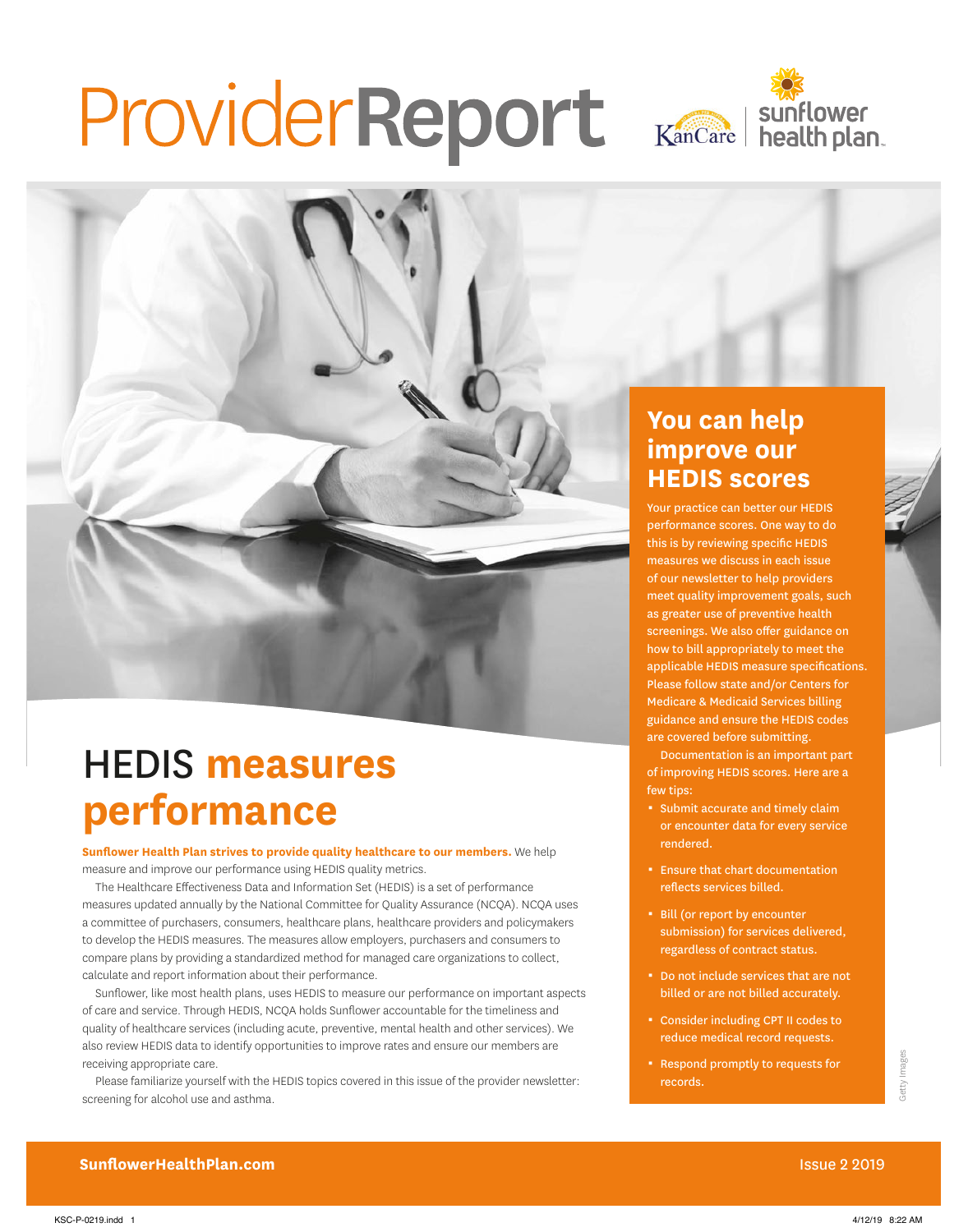# ProviderReport

# HEDIS **measures performance**

**Sunflower Health Plan strives to provide quality healthcare to our members.** We help measure and improve our performance using HEDIS quality metrics.

The Healthcare Effectiveness Data and Information Set (HEDIS) is a set of performance measures updated annually by the National Committee for Quality Assurance (NCQA). NCQA uses a committee of purchasers, consumers, healthcare plans, healthcare providers and policymakers to develop the HEDIS measures. The measures allow employers, purchasers and consumers to compare plans by providing a standardized method for managed care organizations to collect, calculate and report information about their performance.

Sunflower, like most health plans, uses HEDIS to measure our performance on important aspects of care and service. Through HEDIS, NCQA holds Sunflower accountable for the timeliness and quality of healthcare services (including acute, preventive, mental health and other services). We also review HEDIS data to identify opportunities to improve rates and ensure our members are receiving appropriate care.

Please familiarize yourself with the HEDIS topics covered in this issue of the provider newsletter: screening for alcohol use and asthma.

## You can help improve our HEDIS scores

Your practice can better our HEDIS performance scores. One way to do this is by reviewing specific HEDIS measures we discuss in each issue of our newsletter to help providers meet quality improvement goals, such as greater use of preventive health screenings. We also offer guidance on how to bill appropriately to meet the applicable HEDIS measure specifications. Please follow state and/or Centers for Medicare & Medicaid Services billing guidance and ensure the HEDIS codes are covered before submitting.

Documentation is an important part of improving HEDIS scores. Here are a few tips:

- Submit accurate and timely claim or encounter data for every service rendered.
- Ensure that chart documentation reflects services billed.
- Bill (or report by encounter submission) for services delivered, regardless of contract status.
- Do not include services that are not billed or are not billed accurately.
- Consider including CPT II codes to reduce medical record requests.
- Respond promptly to requests for records.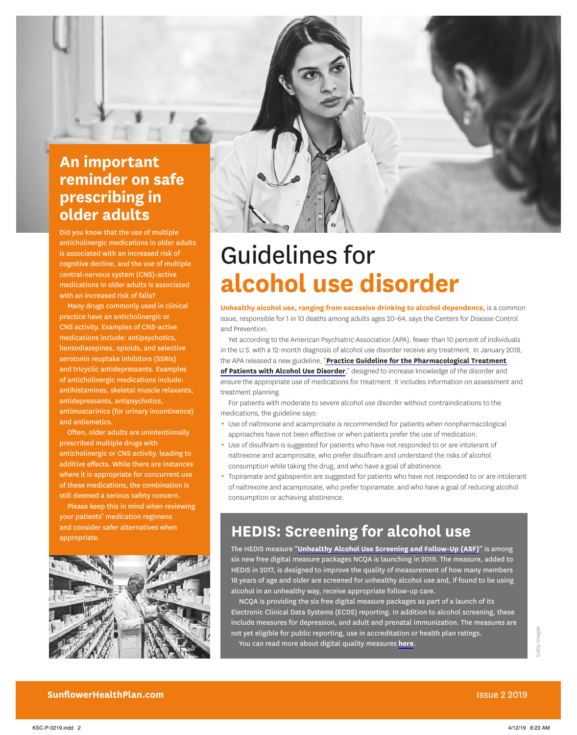## An important reminder on safe prescribing in older adults

Did you know that the use of multiple anticholinergic medications in older adults is associated with an increased risk of cognitive decline, and the use of multiple central-nervous system (CNS)-active medications in older adults is associated with an increased risk of falls?

Many drugs commonly used in clinical practice have an anticholinergic or CNS activity. Examples of CNS-active medications include: antipsychotics, benzodiazepines, opioids, and selective serotonin reuptake inhibitors (SSRIs) and tricyclic antidepressants. Examples of anticholinergic medications include: antihistamines, skeletal muscle relaxants, antidepressants, antipsychotics, antimuscarinics (for urinary incontinence) and antiemetics.

Often, older adults are unintentionally prescribed multiple drugs with anticholinergic or CNS activity, leading to additive effects. While there are instances where it is appropriate for concurrent use of these medications, the combination is still deemed a serious safety concern.

Please keep this in mind when reviewing your patients' medication regimens and consider safer alternatives when appropriate.

# Guidelines for alcohol use disorder

**Unhealthy alcohol use, ranging from excessive drinking to alcohol dependence,** is a common issue, responsible for 1 in 10 deaths among adults ages 20-64, says the Centers for Disease Control and Prevention.

Yet according to the American Psychiatric Association (APA), fewer than 10 percent of individuals in the U.S. with a 12-month diagnosis of alcohol use disorder receive any treatment. In January 2018, the APA released a new guideline, "**Practice Guideline for the Pharmacological Treatment of Patients with Alcohol Use Disorder**," designed to increase knowledge of the disorder and ensure the appropriate use of medications for treatment. It includes information on assessment and treatment planning.

For patients with moderate to severe alcohol use disorder without contraindications to the medications, the guideline says:

- Use of naltrexone and acamprosate is recommended for patients when nonpharmacological approaches have not been effective or when patients prefer the use of medication.
- Use of disulfiram is suggested for patients who have not responded to or are intolerant of naltrexone and acamprosate, who prefer disulfiram and understand the risks of alcohol consumption while taking the drug, and who have a goal of abstinence.
- Topiramate and gabapentin are suggested for patients who have not responded to or are intolerant of naltrexone and acamprosate, who prefer topiramate, and who have a goal of reducing alcohol consumption or achieving abstinence.

## HEDIS: Screening for alcohol use

The HEDIS measure "**Unhealthy Alcohol Use Screening and Follow-Up (ASF)**" is among six new free digital measure packages NCQA is launching in 2019. The measure, added to HEDIS in 2017, is designed to improve the quality of measurement of how many members 18 years of age and older are screened for unhealthy alcohol use and, if found to be using alcohol in an unhealthy way, receive appropriate follow-up care.

NCQA is providing the six free digital measure packages as part of a launch of its Electronic Clinical Data Systems (ECDS) reporting. In addition to alcohol screening, these include measures for depression, and adult and prenatal immunization. The measures are not yet eligible for public reporting, use in accreditation or health plan ratings.

You can read more about digital quality measures **here**.

Getty Images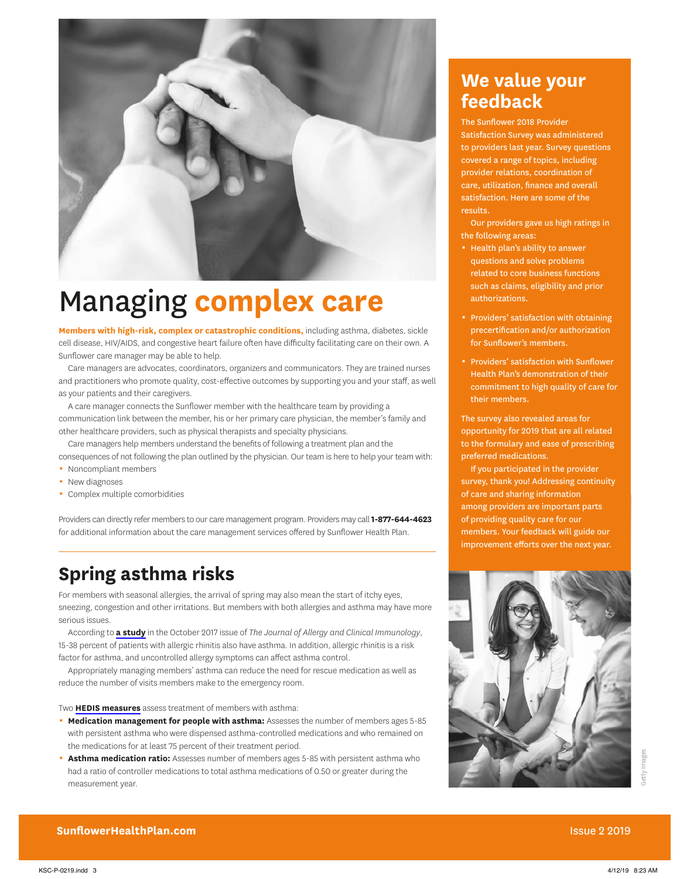# Managing **complex care**

**Members with high-risk, complex or catastrophic conditions,** including asthma, diabetes, sickle cell disease, HIV/AIDS, and congestive heart failure often have difficulty facilitating care on their own. A Sunflower care manager may be able to help.

Care managers are advocates, coordinators, organizers and communicators. They are trained nurses and practitioners who promote quality, cost-effective outcomes by supporting you and your staff, as well as your patients and their caregivers.

A care manager connects the Sunflower member with the healthcare team by providing a communication link between the member, his or her primary care physician, the member's family and other healthcare providers, such as physical therapists and specialty physicians.

Care managers help members understand the benefits of following a treatment plan and the consequences of not following the plan outlined by the physician. Our team is here to help your team with:

- Noncompliant members
- New diagnoses
- Complex multiple comorbidities

Providers can directly refer members to our care management program. Providers may call **1-877-644-4623** for additional information about the care management services offered by Sunflower Health Plan.

## Spring asthma risks

For members with seasonal allergies, the arrival of spring may also mean the start of itchy eyes, sneezing, congestion and other irritations. But members with both allergies and asthma may have more serious issues.

According to **a study** in the October 2017 issue of *The Journal of Allergy and Clinical Immunology*, 15-38 percent of patients with allergic rhinitis also have asthma. In addition, allergic rhinitis is a risk factor for asthma, and uncontrolled allergy symptoms can affect asthma control.

Appropriately managing members' asthma can reduce the need for rescue medication as well as reduce the number of visits members make to the emergency room.

Two **HEDIS measures** assess treatment of members with asthma:

- **Medication management for people with asthma:** Assesses the number of members ages 5-85 with persistent asthma who were dispensed asthma-controlled medications and who remained on the medications for at least 75 percent of their treatment period.
- **Asthma medication ratio:** Assesses number of members ages 5-85 with persistent asthma who had a ratio of controller medications to total asthma medications of 0.50 or greater during the measurement year.

## We value your feedback

The Sunflower 2018 Provider Satisfaction Survey was administered to providers last year. Survey questions covered a range of topics, including provider relations, coordination of care, utilization, finance and overall satisfaction. Here are some of the results.

Our providers gave us high ratings in the following areas:

- Health plan's ability to answer questions and solve problems related to core business functions such as claims, eligibility and prior authorizations.
- Providers' satisfaction with obtaining precertification and/or authorization for Sunflower's members.
- Providers' satisfaction with Sunflower Health Plan's demonstration of their commitment to high quality of care for their members.

The survey also revealed areas for opportunity for 2019 that are all related to the formulary and ease of prescribing preferred medications.

If you participated in the provider survey, thank you! Addressing continuity of care and sharing information among providers are important parts of providing quality care for our members. Your feedback will guide our improvement efforts over the next year.

Getty Images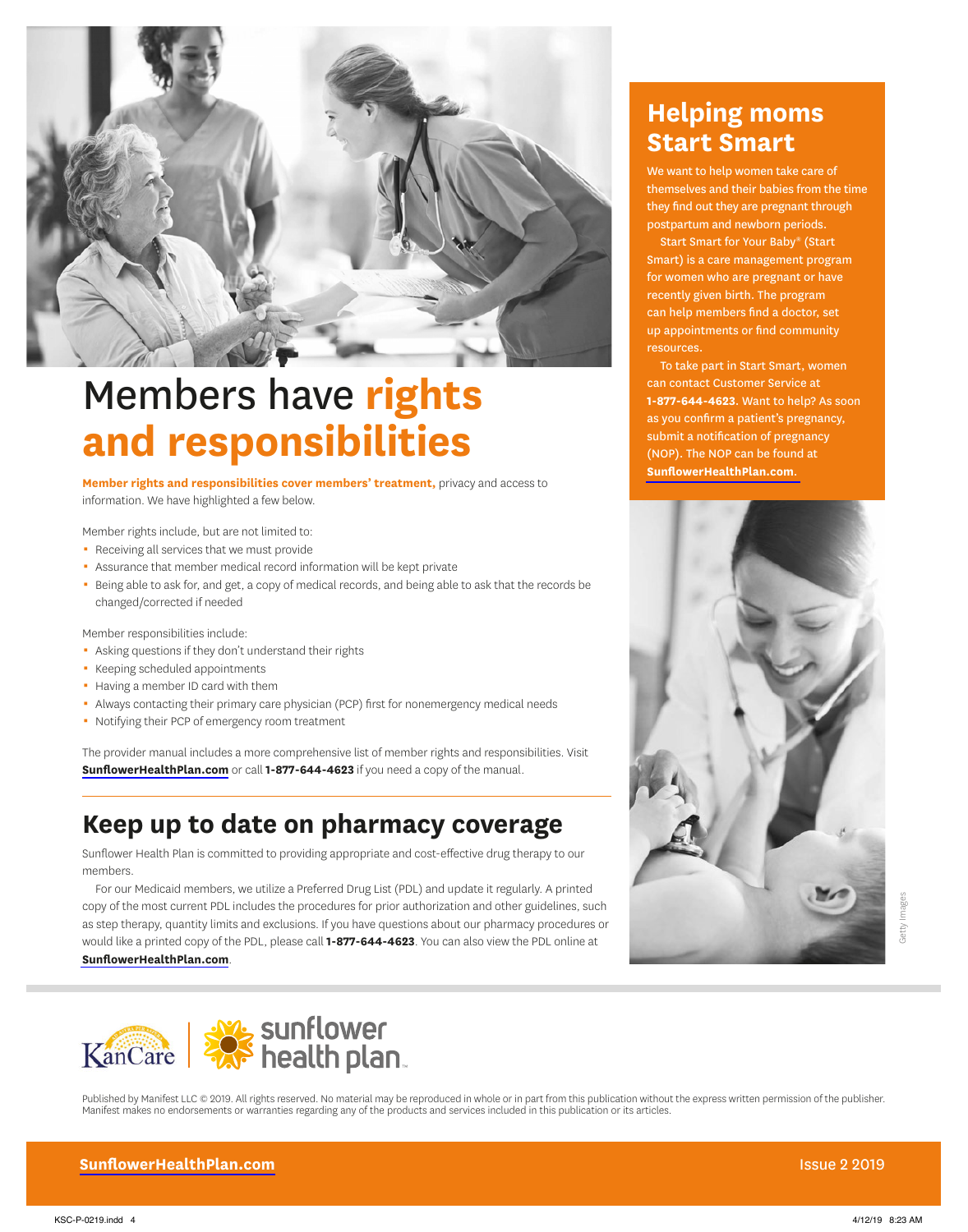# Members have **rights and responsibilities**

**Member rights and responsibilities cover members' treatment,** privacy and access to information. We have highlighted a few below.

Member rights include, but are not limited to:

- Receiving all services that we must provide
- Assurance that member medical record information will be kept private
- Being able to ask for, and get, a copy of medical records, and being able to ask that the records be changed/corrected if needed

Member responsibilities include:

- Asking questions if they don't understand their rights
- Keeping scheduled appointments
- Having a member ID card with them
- Always contacting their primary care physician (PCP) first for nonemergency medical needs
- Notifying their PCP of emergency room treatment

The provider manual includes a more comprehensive list of member rights and responsibilities. Visit **SunflowerHealthPlan.com** or call **1-877-644-4623** if you need a copy of the manual.

## Keep up to date on pharmacy coverage

Sunflower Health Plan is committed to providing appropriate and cost-effective drug therapy to our members.

For our Medicaid members, we utilize a Preferred Drug List (PDL) and update it regularly. A printed copy of the most current PDL includes the procedures for prior authorization and other guidelines, such as step therapy, quantity limits and exclusions. If you have questions about our pharmacy procedures or would like a printed copy of the PDL, please call **1-877-644-4623**. You can also view the PDL online at **SunflowerHealthPlan.com**.

## Helping moms Start Smart

We want to help women take care of themselves and their babies from the time they find out they are pregnant through postpartum and newborn periods.

Start Smart for Your Baby® (Start Smart) is a care management program for women who are pregnant or have recently given birth. The program can help members find a doctor, set up appointments or find community resources.

To take part in Start Smart, women can contact Customer Service at **1-877-644-4623**. Want to help? As soon as you confirm a patient's pregnancy, submit a notification of pregnancy (NOP). The NOP can be found at **SunflowerHealthPlan.com**.

Getty Images

KanCare | sunflower health plan

Published by Manifest LLC © 2019. All rights reserved. No material may be reproduced in whole or in part from this publication without the express written permission of the publisher. Manifest makes no endorsements or warranties regarding any of the products and services included in this publication or its articles.